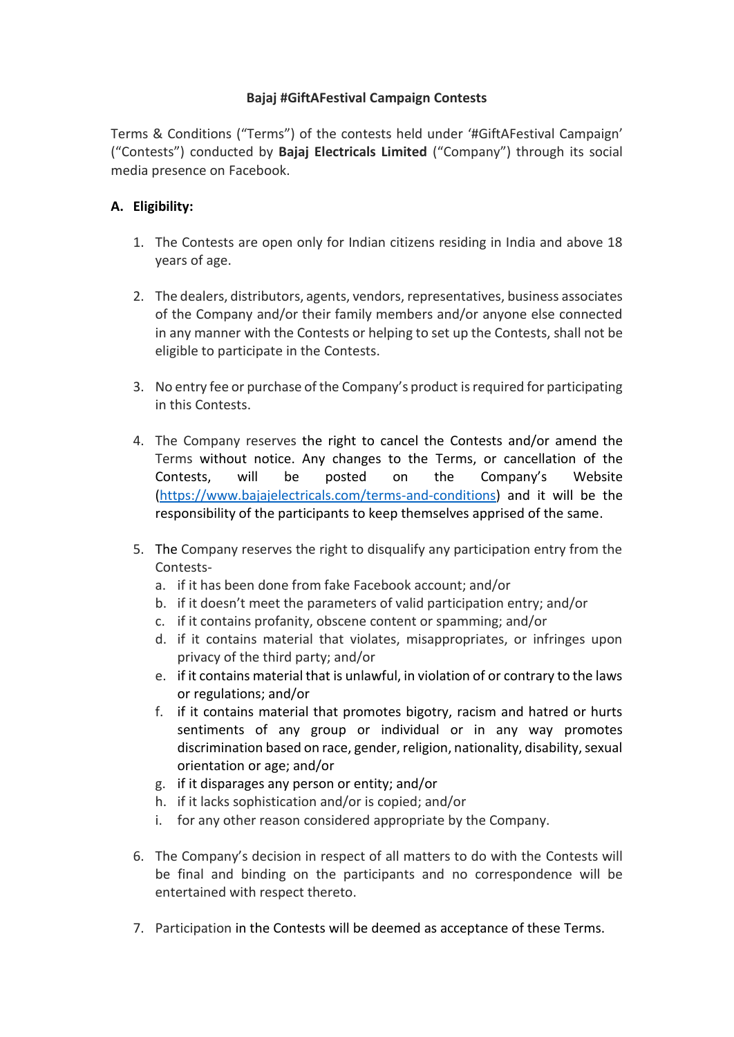**Bajaj #GiftAFestival Campaign Contests**

Terms & Conditions ("Terms") of the contests held under '#GiftAFestival Campaign' ("Contests") conducted by **Bajaj Electricals Limited** ("Company") through its social media presence on Facebook.

## A. Eligibility:

1. The Contests are open only for Indian citizens residing in India and above 18 years of age.

2. The dealers, distributors, agents, vendors, representatives, business associates of the Company and/or their family members and/or anyone else connected in any manner with the Contests or helping to set up the Contests, shall not be eligible to participate in the Contests.

3. No entry fee or purchase of the Company's product is required for participating in this Contests.

4. The Company reserves the right to cancel the Contests and/or amend the Terms without notice. Any changes to the Terms, or cancellation of the Contests, will be posted on the Company's Website (https://www.bajajelectricals.com/terms-and-conditions) and it will be the responsibility of the participants to keep themselves apprised of the same.

5. The Company reserves the right to disqualify any participation entry from the Contests-
   a. if it has been done from fake Facebook account; and/or
   b. if it doesn't meet the parameters of valid participation entry; and/or
   c. if it contains profanity, obscene content or spamming; and/or
   d. if it contains material that violates, misappropriates, or infringes upon privacy of the third party; and/or
   e. if it contains material that is unlawful, in violation of or contrary to the laws or regulations; and/or
   f. if it contains material that promotes bigotry, racism and hatred or hurts sentiments of any group or individual or in any way promotes discrimination based on race, gender, religion, nationality, disability, sexual orientation or age; and/or
   g. if it disparages any person or entity; and/or
   h. if it lacks sophistication and/or is copied; and/or
   i. for any other reason considered appropriate by the Company.

6. The Company's decision in respect of all matters to do with the Contests will be final and binding on the participants and no correspondence will be entertained with respect thereto.

7. Participation in the Contests will be deemed as acceptance of these Terms.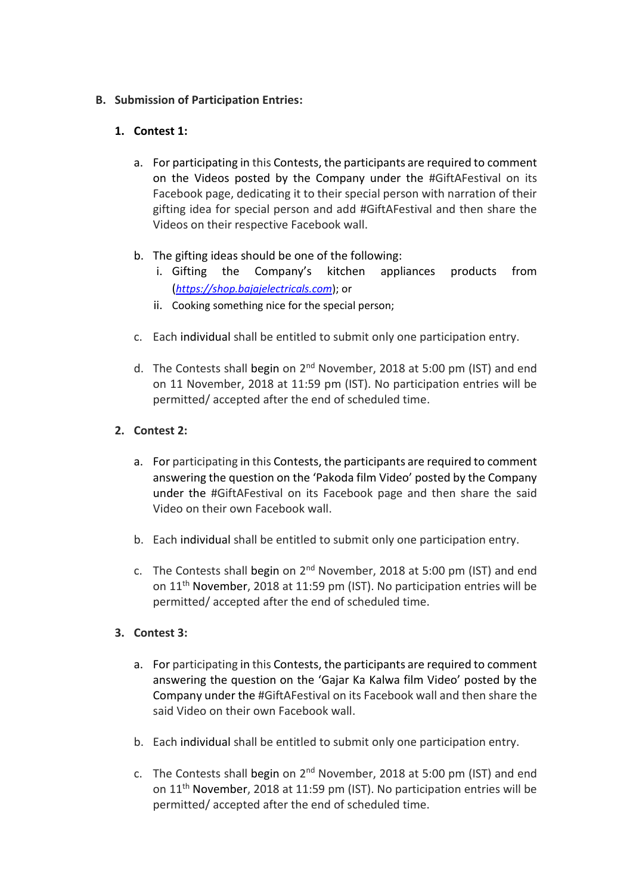## B. Submission of Participation Entries:

### 1. Contest 1:

a. For participating in this Contests, the participants are required to comment on the Videos posted by the Company under the #GiftAFestival on its Facebook page, dedicating it to their special person with narration of their gifting idea for special person and add #GiftAFestival and then share the Videos on their respective Facebook wall.

b. The gifting ideas should be one of the following:
   i. Gifting the Company's kitchen appliances products from (*https://shop.bajajelectricals.com*); or
   ii. Cooking something nice for the special person;

c. Each individual shall be entitled to submit only one participation entry.

d. The Contests shall begin on 2nd November, 2018 at 5:00 pm (IST) and end on 11 November, 2018 at 11:59 pm (IST). No participation entries will be permitted/ accepted after the end of scheduled time.

### 2. Contest 2:

a. For participating in this Contests, the participants are required to comment answering the question on the 'Pakoda film Video' posted by the Company under the #GiftAFestival on its Facebook page and then share the said Video on their own Facebook wall.

b. Each individual shall be entitled to submit only one participation entry.

c. The Contests shall begin on 2nd November, 2018 at 5:00 pm (IST) and end on 11th November, 2018 at 11:59 pm (IST). No participation entries will be permitted/ accepted after the end of scheduled time.

### 3. Contest 3:

a. For participating in this Contests, the participants are required to comment answering the question on the 'Gajar Ka Kalwa film Video' posted by the Company under the #GiftAFestival on its Facebook wall and then share the said Video on their own Facebook wall.

b. Each individual shall be entitled to submit only one participation entry.

c. The Contests shall begin on 2nd November, 2018 at 5:00 pm (IST) and end on 11th November, 2018 at 11:59 pm (IST). No participation entries will be permitted/ accepted after the end of scheduled time.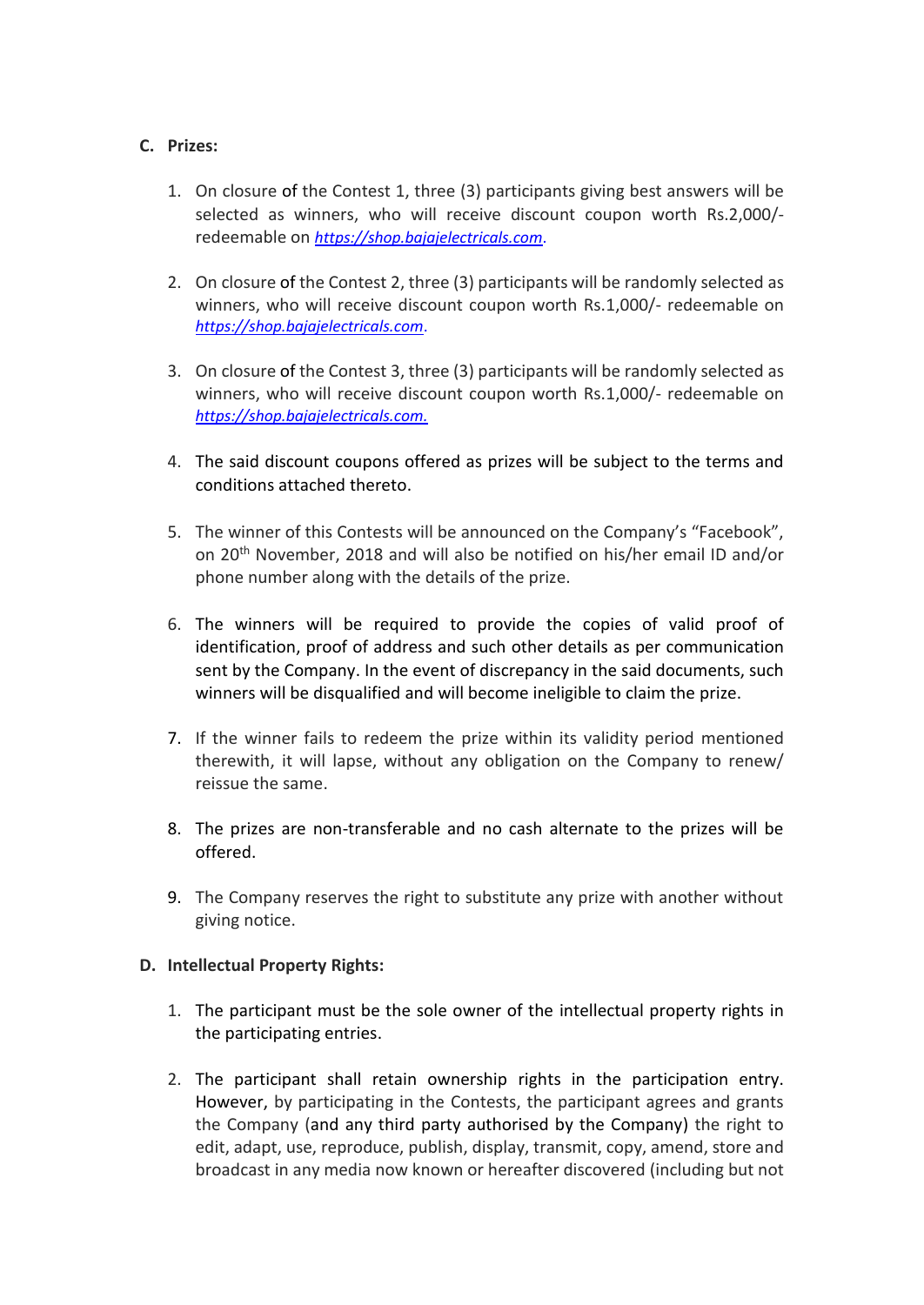C. **Prizes:**

1. On closure of the Contest 1, three (3) participants giving best answers will be selected as winners, who will receive discount coupon worth Rs.2,000/- redeemable on *https://shop.bajajelectricals.com*.

2. On closure of the Contest 2, three (3) participants will be randomly selected as winners, who will receive discount coupon worth Rs.1,000/- redeemable on *https://shop.bajajelectricals.com*.

3. On closure of the Contest 3, three (3) participants will be randomly selected as winners, who will receive discount coupon worth Rs.1,000/- redeemable on *https://shop.bajajelectricals.com.*

4. The said discount coupons offered as prizes will be subject to the terms and conditions attached thereto.

5. The winner of this Contests will be announced on the Company's "Facebook", on 20th November, 2018 and will also be notified on his/her email ID and/or phone number along with the details of the prize.

6. The winners will be required to provide the copies of valid proof of identification, proof of address and such other details as per communication sent by the Company. In the event of discrepancy in the said documents, such winners will be disqualified and will become ineligible to claim the prize.

7. If the winner fails to redeem the prize within its validity period mentioned therewith, it will lapse, without any obligation on the Company to renew/ reissue the same.

8. The prizes are non-transferable and no cash alternate to the prizes will be offered.

9. The Company reserves the right to substitute any prize with another without giving notice.

D. **Intellectual Property Rights:**

1. The participant must be the sole owner of the intellectual property rights in the participating entries.

2. The participant shall retain ownership rights in the participation entry. However, by participating in the Contests, the participant agrees and grants the Company (and any third party authorised by the Company) the right to edit, adapt, use, reproduce, publish, display, transmit, copy, amend, store and broadcast in any media now known or hereafter discovered (including but not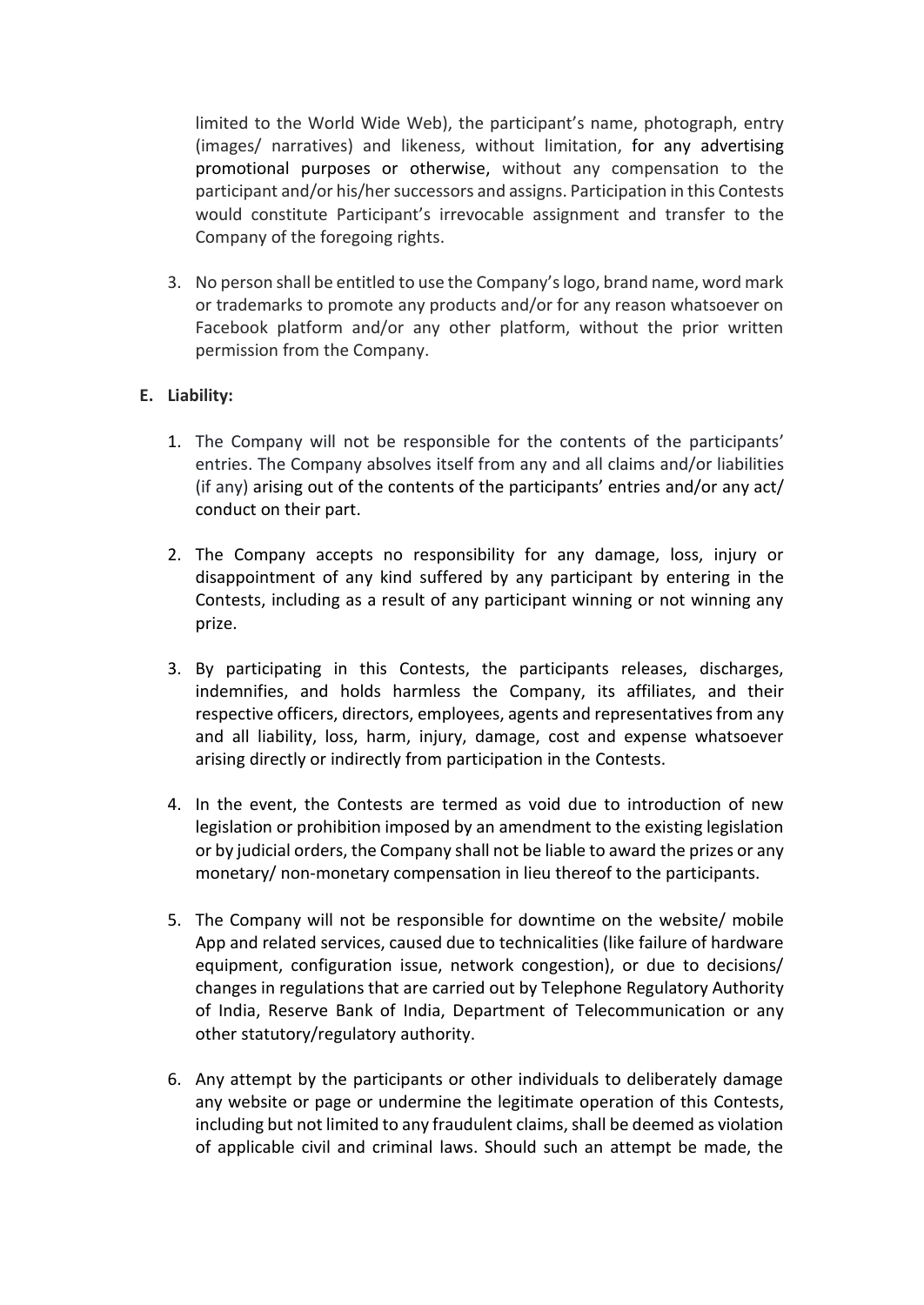limited to the World Wide Web), the participant's name, photograph, entry (images/ narratives) and likeness, without limitation, for any advertising promotional purposes or otherwise, without any compensation to the participant and/or his/her successors and assigns. Participation in this Contests would constitute Participant's irrevocable assignment and transfer to the Company of the foregoing rights.

3. No person shall be entitled to use the Company's logo, brand name, word mark or trademarks to promote any products and/or for any reason whatsoever on Facebook platform and/or any other platform, without the prior written permission from the Company.

**E. Liability:**

1. The Company will not be responsible for the contents of the participants' entries. The Company absolves itself from any and all claims and/or liabilities (if any) arising out of the contents of the participants' entries and/or any act/ conduct on their part.

2. The Company accepts no responsibility for any damage, loss, injury or disappointment of any kind suffered by any participant by entering in the Contests, including as a result of any participant winning or not winning any prize.

3. By participating in this Contests, the participants releases, discharges, indemnifies, and holds harmless the Company, its affiliates, and their respective officers, directors, employees, agents and representatives from any and all liability, loss, harm, injury, damage, cost and expense whatsoever arising directly or indirectly from participation in the Contests.

4. In the event, the Contests are termed as void due to introduction of new legislation or prohibition imposed by an amendment to the existing legislation or by judicial orders, the Company shall not be liable to award the prizes or any monetary/ non-monetary compensation in lieu thereof to the participants.

5. The Company will not be responsible for downtime on the website/ mobile App and related services, caused due to technicalities (like failure of hardware equipment, configuration issue, network congestion), or due to decisions/ changes in regulations that are carried out by Telephone Regulatory Authority of India, Reserve Bank of India, Department of Telecommunication or any other statutory/regulatory authority.

6. Any attempt by the participants or other individuals to deliberately damage any website or page or undermine the legitimate operation of this Contests, including but not limited to any fraudulent claims, shall be deemed as violation of applicable civil and criminal laws. Should such an attempt be made, the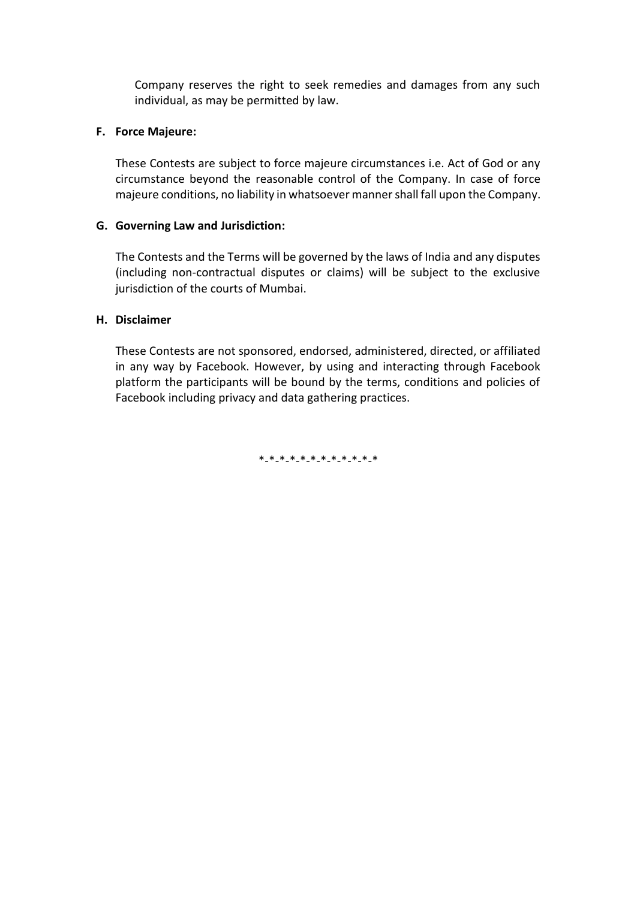Company reserves the right to seek remedies and damages from any such individual, as may be permitted by law.

**F. Force Majeure:**

These Contests are subject to force majeure circumstances i.e. Act of God or any circumstance beyond the reasonable control of the Company. In case of force majeure conditions, no liability in whatsoever manner shall fall upon the Company.

**G. Governing Law and Jurisdiction:**

The Contests and the Terms will be governed by the laws of India and any disputes (including non-contractual disputes or claims) will be subject to the exclusive jurisdiction of the courts of Mumbai.

**H. Disclaimer**

These Contests are not sponsored, endorsed, administered, directed, or affiliated in any way by Facebook. However, by using and interacting through Facebook platform the participants will be bound by the terms, conditions and policies of Facebook including privacy and data gathering practices.

*-*-*-*-*-*-*-*-*-*-*-*